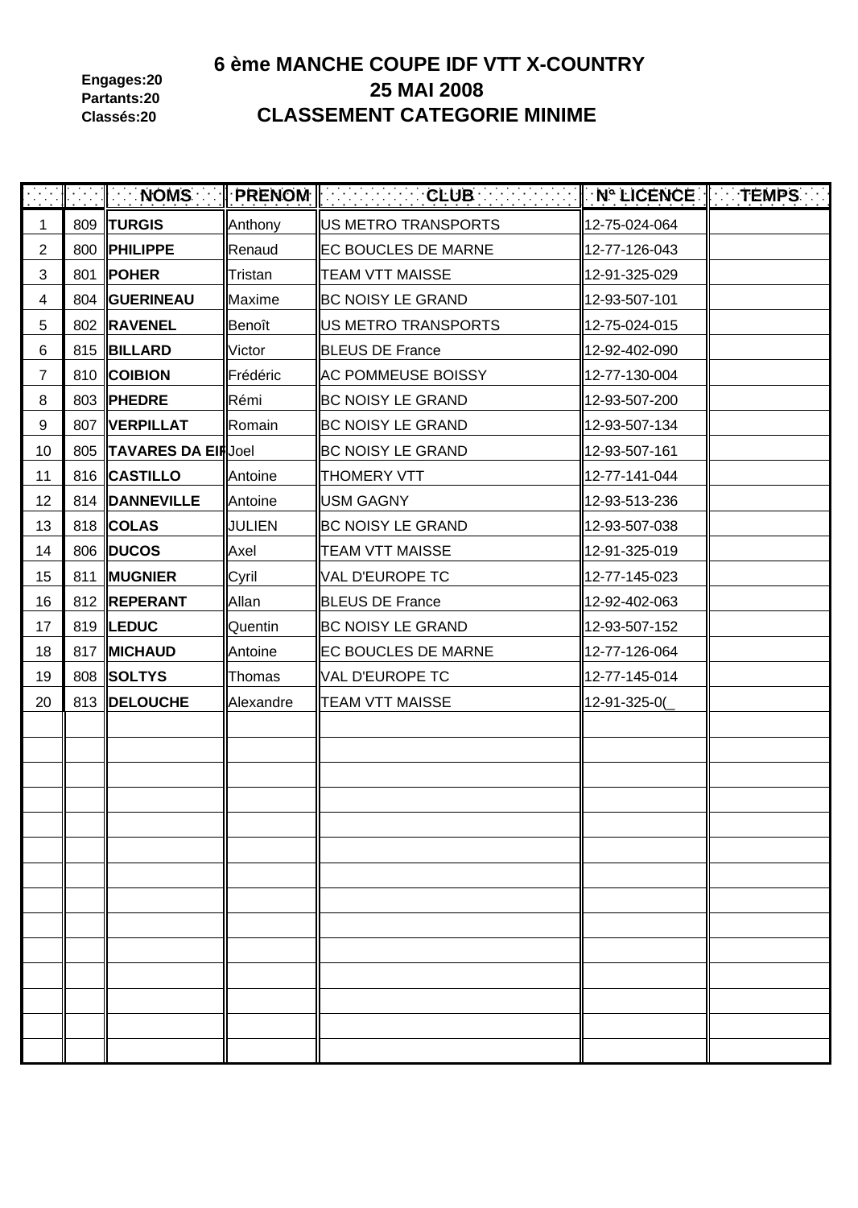Engages:20
Partants:20
Classés:20

# 6 ème MANCHE COUPE IDF VTT X-COUNTRY
## 25 MAI 2008
## CLASSEMENT CATEGORIE MINIME

| | | NOMS | PRENOM | CLUB | N° LICENCE | TEMPS |
|---|---|---|---|---|---|---|
| 1 | 809 | **TURGIS** | Anthony | US METRO TRANSPORTS | 12-75-024-064 | |
| 2 | 800 | **PHILIPPE** | Renaud | EC BOUCLES DE MARNE | 12-77-126-043 | |
| 3 | 801 | **POHER** | Tristan | TEAM VTT MAISSE | 12-91-325-029 | |
| 4 | 804 | **GUERINEAU** | Maxime | BC NOISY LE GRAND | 12-93-507-101 | |
| 5 | 802 | **RAVENEL** | Benoît | US METRO TRANSPORTS | 12-75-024-015 | |
| 6 | 815 | **BILLARD** | Victor | BLEUS DE France | 12-92-402-090 | |
| 7 | 810 | **COIBION** | Frédéric | AC POMMEUSE BOISSY | 12-77-130-004 | |
| 8 | 803 | **PHEDRE** | Rémi | BC NOISY LE GRAND | 12-93-507-200 | |
| 9 | 807 | **VERPILLAT** | Romain | BC NOISY LE GRAND | 12-93-507-134 | |
| 10 | 805 | **TAVARES DA EI** | Joel | BC NOISY LE GRAND | 12-93-507-161 | |
| 11 | 816 | **CASTILLO** | Antoine | THOMERY VTT | 12-77-141-044 | |
| 12 | 814 | **DANNEVILLE** | Antoine | USM GAGNY | 12-93-513-236 | |
| 13 | 818 | **COLAS** | JULIEN | BC NOISY LE GRAND | 12-93-507-038 | |
| 14 | 806 | **DUCOS** | Axel | TEAM VTT MAISSE | 12-91-325-019 | |
| 15 | 811 | **MUGNIER** | Cyril | VAL D'EUROPE TC | 12-77-145-023 | |
| 16 | 812 | **REPERANT** | Allan | BLEUS DE France | 12-92-402-063 | |
| 17 | 819 | **LEDUC** | Quentin | BC NOISY LE GRAND | 12-93-507-152 | |
| 18 | 817 | **MICHAUD** | Antoine | EC BOUCLES DE MARNE | 12-77-126-064 | |
| 19 | 808 | **SOLTYS** | Thomas | VAL D'EUROPE TC | 12-77-145-014 | |
| 20 | 813 | **DELOUCHE** | Alexandre | TEAM VTT MAISSE | 12-91-325-0(_ | |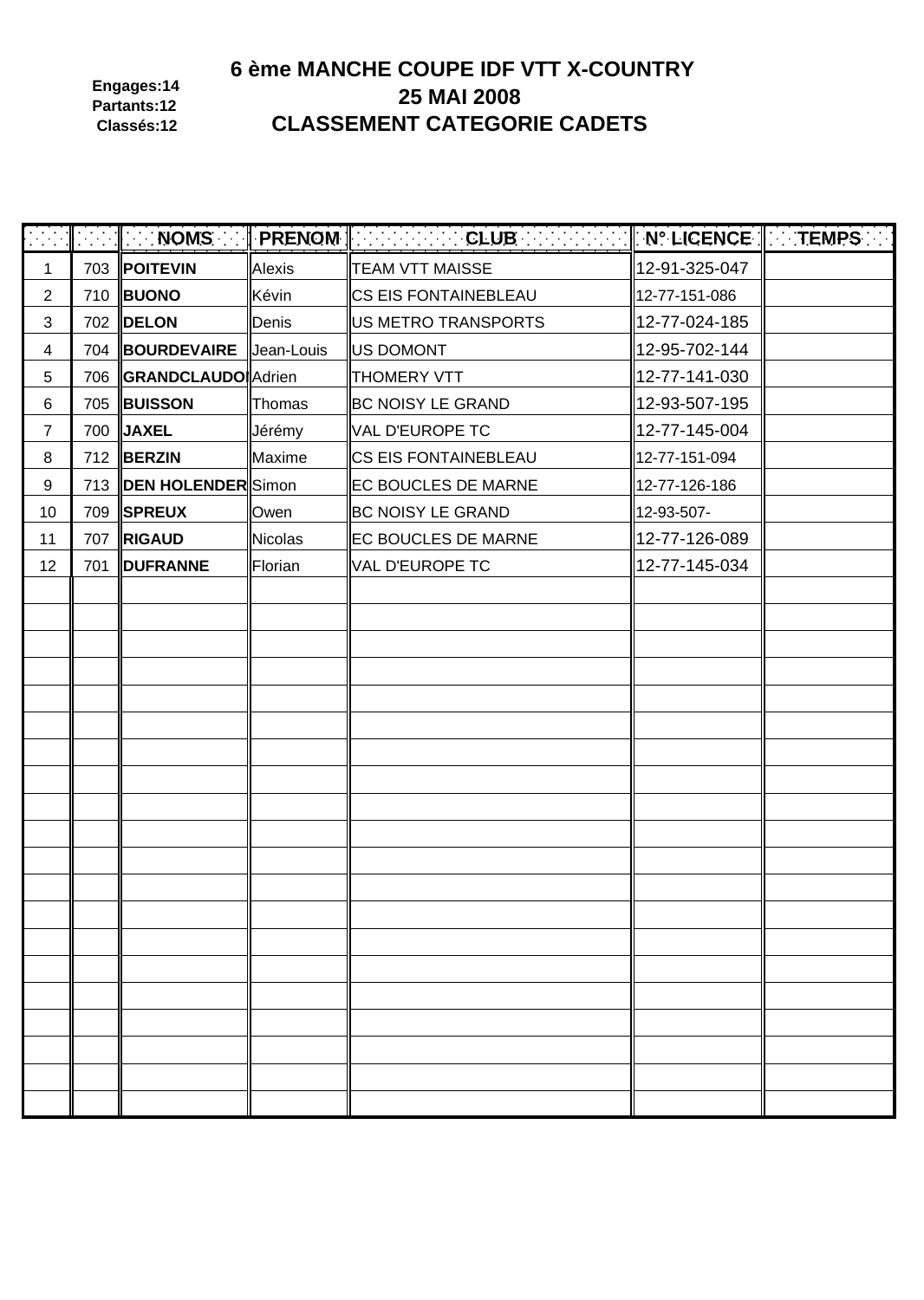Engages:14
Partants:12
Classés:12

# 6 ème MANCHE COUPE IDF VTT X-COUNTRY
## 25 MAI 2008
## CLASSEMENT CATEGORIE CADETS

| | | NOMS | PRENOM | CLUB | N° LICENCE | TEMPS |
|---|---|---|---|---|---|---|
| 1 | 703 | **POITEVIN** | Alexis | TEAM VTT MAISSE | 12-91-325-047 | |
| 2 | 710 | **BUONO** | Kévin | CS EIS FONTAINEBLEAU | 12-77-151-086 | |
| 3 | 702 | **DELON** | Denis | US METRO TRANSPORTS | 12-77-024-185 | |
| 4 | 704 | **BOURDEVAIRE** | Jean-Louis | US DOMONT | 12-95-702-144 | |
| 5 | 706 | **GRANDCLAUDO** | Adrien | THOMERY VTT | 12-77-141-030 | |
| 6 | 705 | **BUISSON** | Thomas | BC NOISY LE GRAND | 12-93-507-195 | |
| 7 | 700 | **JAXEL** | Jérémy | VAL D'EUROPE TC | 12-77-145-004 | |
| 8 | 712 | **BERZIN** | Maxime | CS EIS FONTAINEBLEAU | 12-77-151-094 | |
| 9 | 713 | **DEN HOLENDER** | Simon | EC BOUCLES DE MARNE | 12-77-126-186 | |
| 10 | 709 | **SPREUX** | Owen | BC NOISY LE GRAND | 12-93-507- | |
| 11 | 707 | **RIGAUD** | Nicolas | EC BOUCLES DE MARNE | 12-77-126-089 | |
| 12 | 701 | **DUFRANNE** | Florian | VAL D'EUROPE TC | 12-77-145-034 | |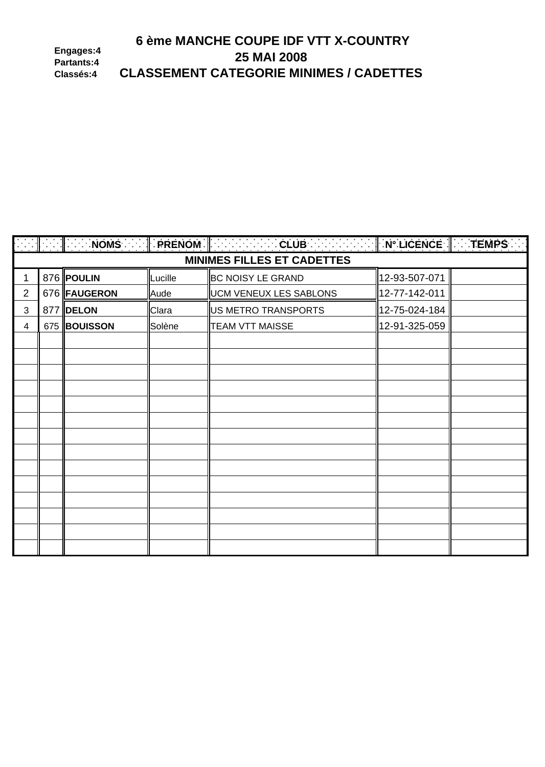Engages:4
Partants:4
Classés:4

# 6 ème MANCHE COUPE IDF VTT X-COUNTRY

## 25 MAI 2008

## CLASSEMENT CATEGORIE MINIMES / CADETTES

| | | NOMS | PRENOM | CLUB | N° LICENCE | TEMPS |
|---|---|---|---|---|---|---|
| **MINIMES FILLES ET CADETTES** | | | | | | |
| 1 | 876 | **POULIN** | Lucille | BC NOISY LE GRAND | 12-93-507-071 | |
| 2 | 676 | **FAUGERON** | Aude | UCM VENEUX LES SABLONS | 12-77-142-011 | |
| 3 | 877 | **DELON** | Clara | US METRO TRANSPORTS | 12-75-024-184 | |
| 4 | 675 | **BOUISSON** | Solène | TEAM VTT MAISSE | 12-91-325-059 | |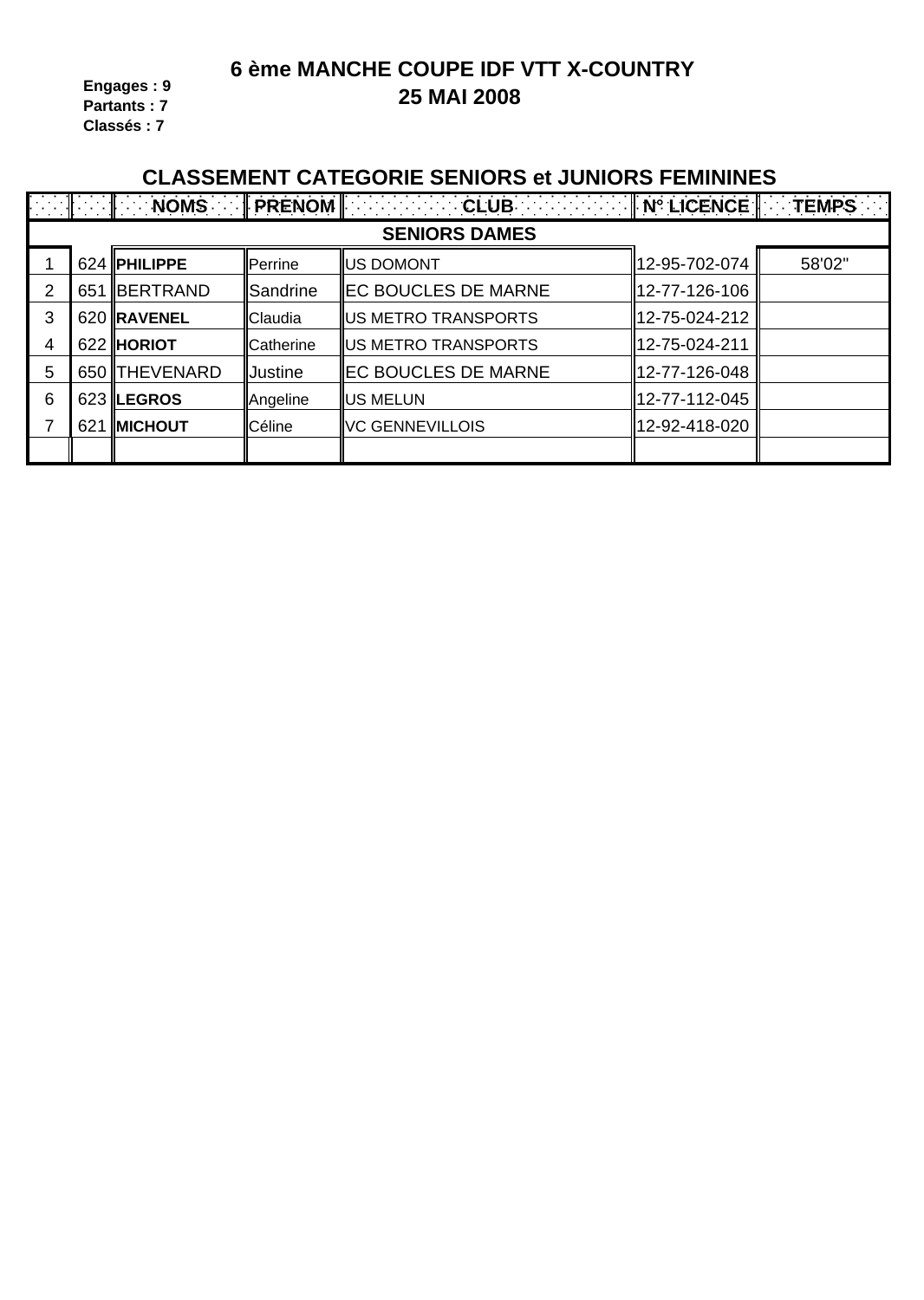**Engages : 9**
**Partants : 7**
**Classés : 7**

# 6 ème MANCHE COUPE IDF VTT X-COUNTRY
# 25 MAI 2008

## CLASSEMENT CATEGORIE SENIORS et JUNIORS FEMININES

| | | NOMS | PRENOM | CLUB | N° LICENCE | TEMPS |
|---|---|---|---|---|---|---|
| | | | | **SENIORS DAMES** | | |
| 1 | 624 | **PHILIPPE** | Perrine | US DOMONT | 12-95-702-074 | 58'02" |
| 2 | 651 | BERTRAND | Sandrine | EC BOUCLES DE MARNE | 12-77-126-106 | |
| 3 | 620 | **RAVENEL** | Claudia | US METRO TRANSPORTS | 12-75-024-212 | |
| 4 | 622 | **HORIOT** | Catherine | US METRO TRANSPORTS | 12-75-024-211 | |
| 5 | 650 | THEVENARD | Justine | EC BOUCLES DE MARNE | 12-77-126-048 | |
| 6 | 623 | **LEGROS** | Angeline | US MELUN | 12-77-112-045 | |
| 7 | 621 | **MICHOUT** | Céline | VC GENNEVILLOIS | 12-92-418-020 | |
| | | | | | | |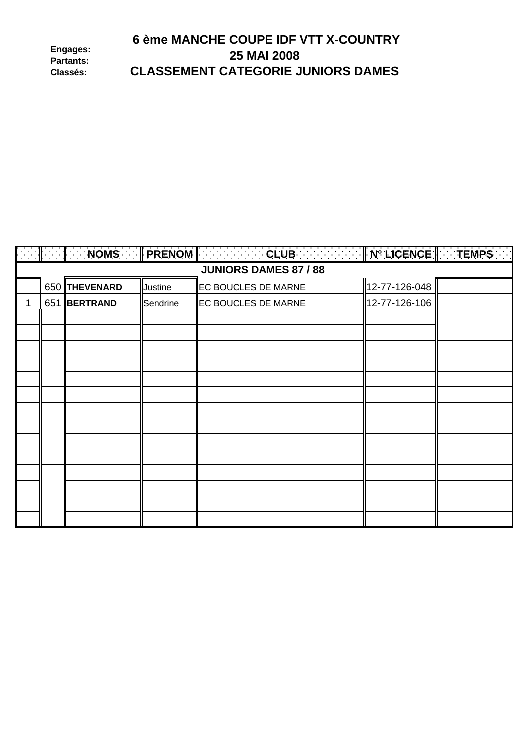Engages:
Partants:
Classés:

# 6 ème MANCHE COUPE IDF VTT X-COUNTRY
## 25 MAI 2008
## CLASSEMENT CATEGORIE JUNIORS DAMES

| | | NOMS | PRENOM | CLUB | N° LICENCE | TEMPS |
|---|---|---|---|---|---|---|
| | | | | **JUNIORS DAMES 87 / 88** | | |
| | 650 | **THEVENARD** | Justine | EC BOUCLES DE MARNE | 12-77-126-048 | |
| 1 | 651 | **BERTRAND** | Sendrine | EC BOUCLES DE MARNE | 12-77-126-106 | |
| | | | | | | |
| | | | | | | |
| | | | | | | |
| | | | | | | |
| | | | | | | |
| | | | | | | |
| | | | | | | |
| | | | | | | |
| | | | | | | |
| | | | | | | |
| | | | | | | |
| | | | | | | |
| | | | | | | |
| | | | | | | |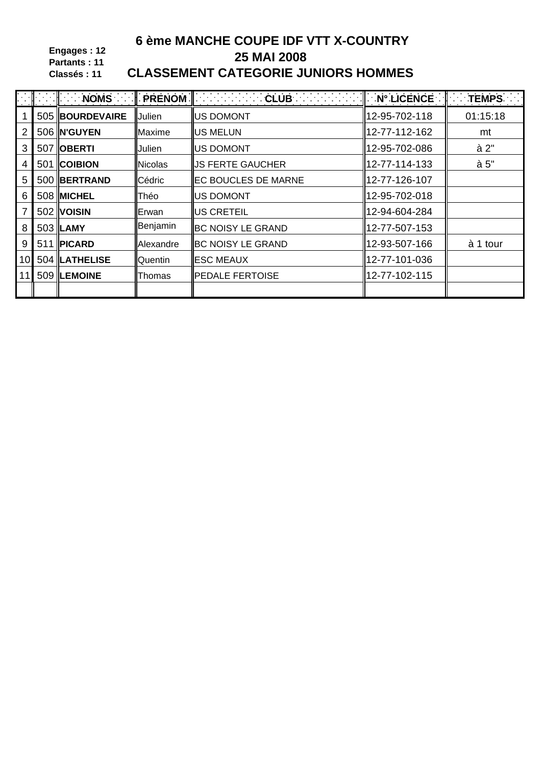Engages : 12
Partants : 11
Classés : 11

# 6 ème MANCHE COUPE IDF VTT X-COUNTRY
## 25 MAI 2008
## CLASSEMENT CATEGORIE JUNIORS HOMMES

| | | NOMS | PRENOM | CLUB | N° LICENCE | TEMPS |
|---|---|---|---|---|---|---|
| 1 | 505 | **BOURDEVAIRE** | Julien | US DOMONT | 12-95-702-118 | 01:15:18 |
| 2 | 506 | **N'GUYEN** | Maxime | US MELUN | 12-77-112-162 | mt |
| 3 | 507 | **OBERTI** | Julien | US DOMONT | 12-95-702-086 | à 2" |
| 4 | 501 | **COIBION** | Nicolas | JS FERTE GAUCHER | 12-77-114-133 | à 5" |
| 5 | 500 | **BERTRAND** | Cédric | EC BOUCLES DE MARNE | 12-77-126-107 | |
| 6 | 508 | **MICHEL** | Théo | US DOMONT | 12-95-702-018 | |
| 7 | 502 | **VOISIN** | Erwan | US CRETEIL | 12-94-604-284 | |
| 8 | 503 | **LAMY** | Benjamin | BC NOISY LE GRAND | 12-77-507-153 | |
| 9 | 511 | **PICARD** | Alexandre | BC NOISY LE GRAND | 12-93-507-166 | à 1 tour |
| 10 | 504 | **LATHELISE** | Quentin | ESC MEAUX | 12-77-101-036 | |
| 11 | 509 | **LEMOINE** | Thomas | PEDALE FERTOISE | 12-77-102-115 | |
| | | | | | | |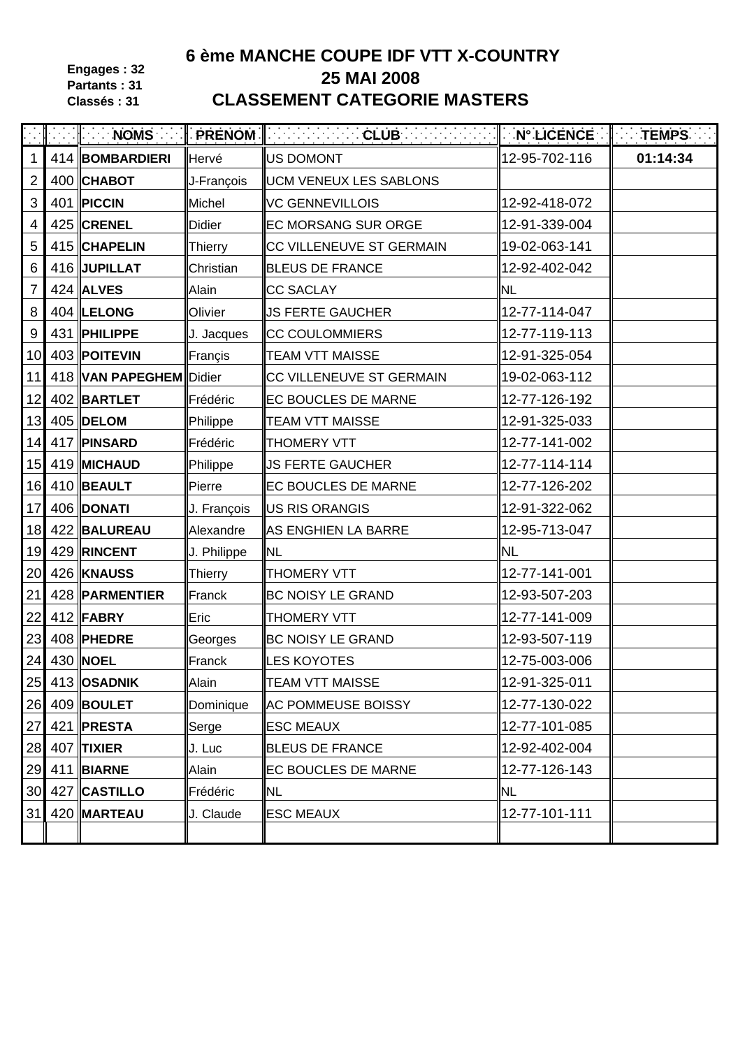**Engages : 32**
**Partants : 31**
**Classés : 31**

# 6 ème MANCHE COUPE IDF VTT X-COUNTRY
# 25 MAI 2008
# CLASSEMENT CATEGORIE MASTERS

| | | NOMS | PRENOM | CLUB | N° LICENCE | TEMPS |
|---|---|---|---|---|---|---|
| 1 | 414 | **BOMBARDIERI** | Hervé | US DOMONT | 12-95-702-116 | **01:14:34** |
| 2 | 400 | **CHABOT** | J-François | UCM VENEUX LES SABLONS | | |
| 3 | 401 | **PICCIN** | Michel | VC GENNEVILLOIS | 12-92-418-072 | |
| 4 | 425 | **CRENEL** | Didier | EC MORSANG SUR ORGE | 12-91-339-004 | |
| 5 | 415 | **CHAPELIN** | Thierry | CC VILLENEUVE ST GERMAIN | 19-02-063-141 | |
| 6 | 416 | **JUPILLAT** | Christian | BLEUS DE FRANCE | 12-92-402-042 | |
| 7 | 424 | **ALVES** | Alain | CC SACLAY | NL | |
| 8 | 404 | **LELONG** | Olivier | JS FERTE GAUCHER | 12-77-114-047 | |
| 9 | 431 | **PHILIPPE** | J. Jacques | CC COULOMMIERS | 12-77-119-113 | |
| 10 | 403 | **POITEVIN** | Françis | TEAM VTT MAISSE | 12-91-325-054 | |
| 11 | 418 | **VAN PAPEGHEM** | Didier | CC VILLENEUVE ST GERMAIN | 19-02-063-112 | |
| 12 | 402 | **BARTLET** | Frédéric | EC BOUCLES DE MARNE | 12-77-126-192 | |
| 13 | 405 | **DELOM** | Philippe | TEAM VTT MAISSE | 12-91-325-033 | |
| 14 | 417 | **PINSARD** | Frédéric | THOMERY VTT | 12-77-141-002 | |
| 15 | 419 | **MICHAUD** | Philippe | JS FERTE GAUCHER | 12-77-114-114 | |
| 16 | 410 | **BEAULT** | Pierre | EC BOUCLES DE MARNE | 12-77-126-202 | |
| 17 | 406 | **DONATI** | J. François | US RIS ORANGIS | 12-91-322-062 | |
| 18 | 422 | **BALUREAU** | Alexandre | AS ENGHIEN LA BARRE | 12-95-713-047 | |
| 19 | 429 | **RINCENT** | J. Philippe | NL | NL | |
| 20 | 426 | **KNAUSS** | Thierry | THOMERY VTT | 12-77-141-001 | |
| 21 | 428 | **PARMENTIER** | Franck | BC NOISY LE GRAND | 12-93-507-203 | |
| 22 | 412 | **FABRY** | Eric | THOMERY VTT | 12-77-141-009 | |
| 23 | 408 | **PHEDRE** | Georges | BC NOISY LE GRAND | 12-93-507-119 | |
| 24 | 430 | **NOEL** | Franck | LES KOYOTES | 12-75-003-006 | |
| 25 | 413 | **OSADNIK** | Alain | TEAM VTT MAISSE | 12-91-325-011 | |
| 26 | 409 | **BOULET** | Dominique | AC POMMEUSE BOISSY | 12-77-130-022 | |
| 27 | 421 | **PRESTA** | Serge | ESC MEAUX | 12-77-101-085 | |
| 28 | 407 | **TIXIER** | J. Luc | BLEUS DE FRANCE | 12-92-402-004 | |
| 29 | 411 | **BIARNE** | Alain | EC BOUCLES DE MARNE | 12-77-126-143 | |
| 30 | 427 | **CASTILLO** | Frédéric | NL | NL | |
| 31 | 420 | **MARTEAU** | J. Claude | ESC MEAUX | 12-77-101-111 | |
| | | | | | | |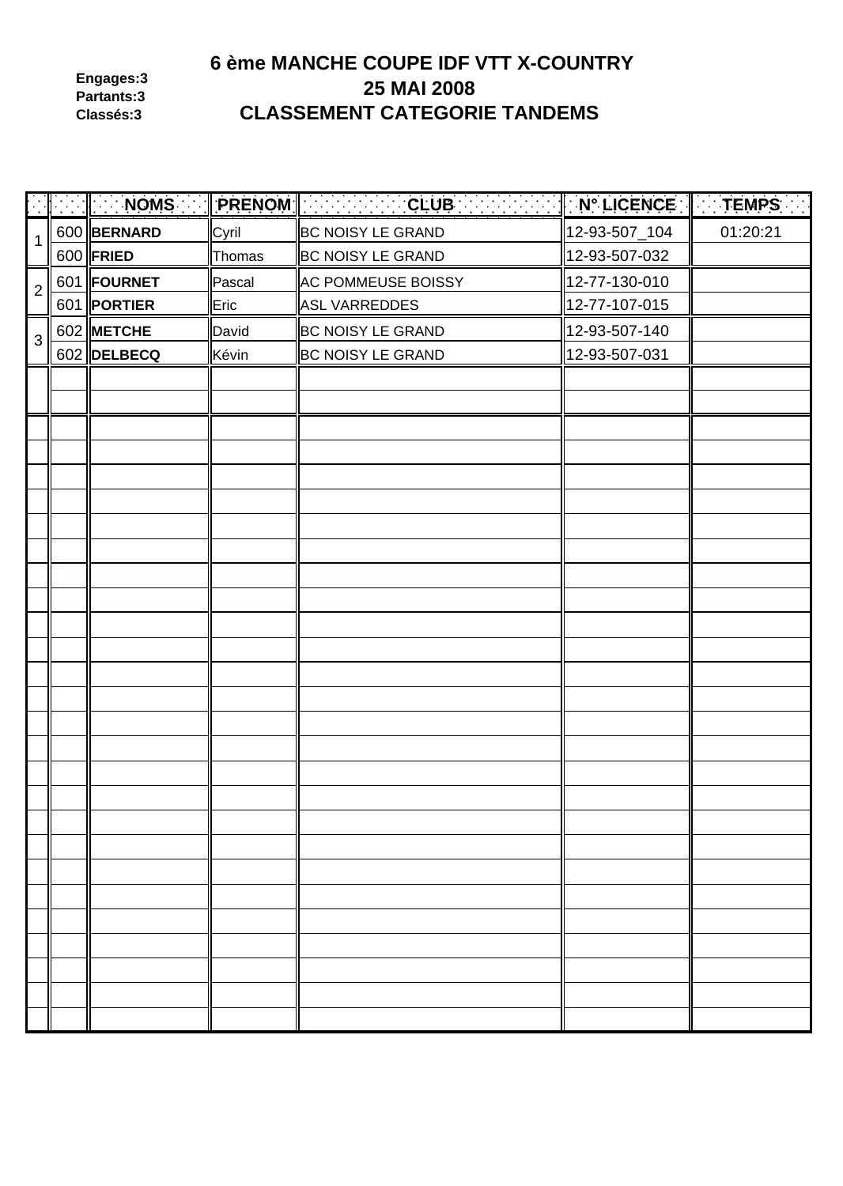Engages:3
Partants:3
Classés:3

# 6 ème MANCHE COUPE IDF VTT X-COUNTRY
## 25 MAI 2008
## CLASSEMENT CATEGORIE TANDEMS

| | | NOMS | PRENOM | CLUB | N° LICENCE | TEMPS |
|---|---|---|---|---|---|---|
| 1 | 600 | **BERNARD** | Cyril | BC NOISY LE GRAND | 12-93-507_104 | 01:20:21 |
| | 600 | **FRIED** | Thomas | BC NOISY LE GRAND | 12-93-507-032 | |
| 2 | 601 | **FOURNET** | Pascal | AC POMMEUSE BOISSY | 12-77-130-010 | |
| | 601 | **PORTIER** | Eric | ASL VARREDDES | 12-77-107-015 | |
| 3 | 602 | **METCHE** | David | BC NOISY LE GRAND | 12-93-507-140 | |
| | 602 | **DELBECQ** | Kévin | BC NOISY LE GRAND | 12-93-507-031 | |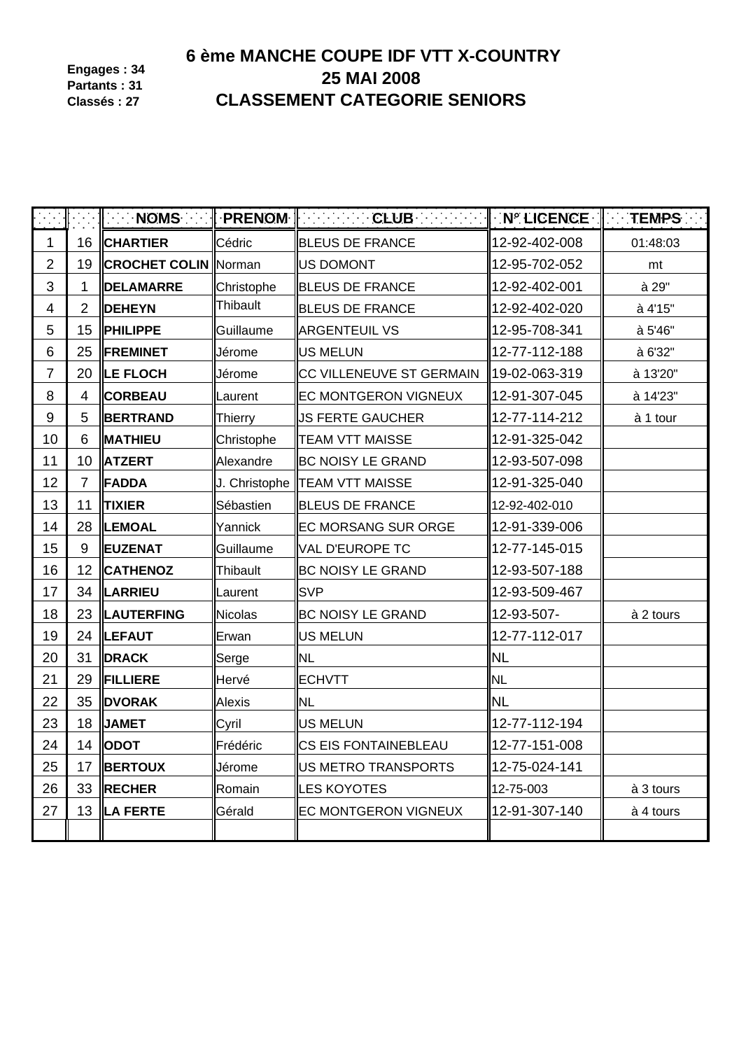**Engages : 34**
**Partants : 31**
**Classés : 27**

# 6 ème MANCHE COUPE IDF VTT X-COUNTRY
## 25 MAI 2008
## CLASSEMENT CATEGORIE SENIORS

| | | NOMS | PRENOM | CLUB | N° LICENCE | TEMPS |
|---|---|---|---|---|---|---|
| 1 | 16 | **CHARTIER** | Cédric | BLEUS DE FRANCE | 12-92-402-008 | 01:48:03 |
| 2 | 19 | **CROCHET COLIN** | Norman | US DOMONT | 12-95-702-052 | mt |
| 3 | 1 | **DELAMARRE** | Christophe | BLEUS DE FRANCE | 12-92-402-001 | à 29" |
| 4 | 2 | **DEHEYN** | Thibault | BLEUS DE FRANCE | 12-92-402-020 | à 4'15" |
| 5 | 15 | **PHILIPPE** | Guillaume | ARGENTEUIL VS | 12-95-708-341 | à 5'46" |
| 6 | 25 | **FREMINET** | Jérome | US MELUN | 12-77-112-188 | à 6'32" |
| 7 | 20 | **LE FLOCH** | Jérome | CC VILLENEUVE ST GERMAIN | 19-02-063-319 | à 13'20" |
| 8 | 4 | **CORBEAU** | Laurent | EC MONTGERON VIGNEUX | 12-91-307-045 | à 14'23" |
| 9 | 5 | **BERTRAND** | Thierry | JS FERTE GAUCHER | 12-77-114-212 | à 1 tour |
| 10 | 6 | **MATHIEU** | Christophe | TEAM VTT MAISSE | 12-91-325-042 | |
| 11 | 10 | **ATZERT** | Alexandre | BC NOISY LE GRAND | 12-93-507-098 | |
| 12 | 7 | **FADDA** | J. Christophe | TEAM VTT MAISSE | 12-91-325-040 | |
| 13 | 11 | **TIXIER** | Sébastien | BLEUS DE FRANCE | 12-92-402-010 | |
| 14 | 28 | **LEMOAL** | Yannick | EC MORSANG SUR ORGE | 12-91-339-006 | |
| 15 | 9 | **EUZENAT** | Guillaume | VAL D'EUROPE TC | 12-77-145-015 | |
| 16 | 12 | **CATHENOZ** | Thibault | BC NOISY LE GRAND | 12-93-507-188 | |
| 17 | 34 | **LARRIEU** | Laurent | SVP | 12-93-509-467 | |
| 18 | 23 | **LAUTERFING** | Nicolas | BC NOISY LE GRAND | 12-93-507- | à 2 tours |
| 19 | 24 | **LEFAUT** | Erwan | US MELUN | 12-77-112-017 | |
| 20 | 31 | **DRACK** | Serge | NL | NL | |
| 21 | 29 | **FILLIERE** | Hervé | ECHVTT | NL | |
| 22 | 35 | **DVORAK** | Alexis | NL | NL | |
| 23 | 18 | **JAMET** | Cyril | US MELUN | 12-77-112-194 | |
| 24 | 14 | **ODOT** | Frédéric | CS EIS FONTAINEBLEAU | 12-77-151-008 | |
| 25 | 17 | **BERTOUX** | Jérome | US METRO TRANSPORTS | 12-75-024-141 | |
| 26 | 33 | **RECHER** | Romain | LES KOYOTES | 12-75-003 | à 3 tours |
| 27 | 13 | **LA FERTE** | Gérald | EC MONTGERON VIGNEUX | 12-91-307-140 | à 4 tours |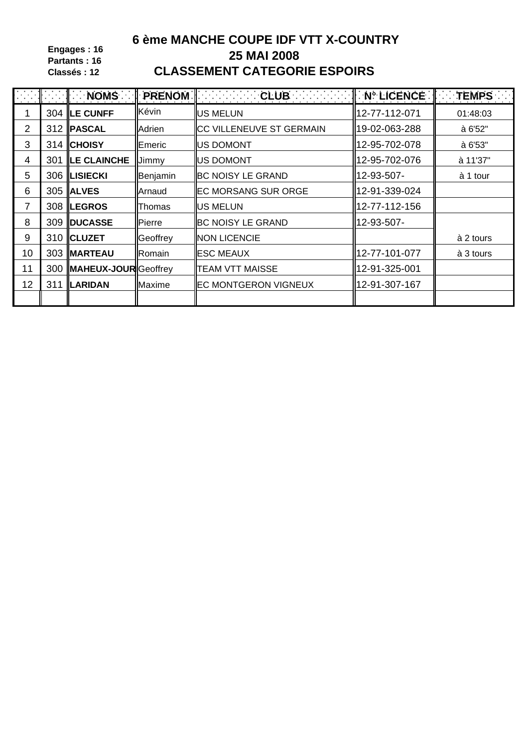**Engages : 16**
**Partants : 16**
**Classés : 12**

# 6 ème MANCHE COUPE IDF VTT X-COUNTRY
## 25 MAI 2008
## CLASSEMENT CATEGORIE ESPOIRS

| | | NOMS | PRENOM | CLUB | N° LICENCE | TEMPS |
|---|---|---|---|---|---|---|
| 1 | 304 | **LE CUNFF** | Kévin | US MELUN | 12-77-112-071 | 01:48:03 |
| 2 | 312 | **PASCAL** | Adrien | CC VILLENEUVE ST GERMAIN | 19-02-063-288 | à 6'52" |
| 3 | 314 | **CHOISY** | Emeric | US DOMONT | 12-95-702-078 | à 6'53" |
| 4 | 301 | **LE CLAINCHE** | Jimmy | US DOMONT | 12-95-702-076 | à 11'37" |
| 5 | 306 | **LISIECKI** | Benjamin | BC NOISY LE GRAND | 12-93-507- | à 1 tour |
| 6 | 305 | **ALVES** | Arnaud | EC MORSANG SUR ORGE | 12-91-339-024 | |
| 7 | 308 | **LEGROS** | Thomas | US MELUN | 12-77-112-156 | |
| 8 | 309 | **DUCASSE** | Pierre | BC NOISY LE GRAND | 12-93-507- | |
| 9 | 310 | **CLUZET** | Geoffrey | NON LICENCIE | | à 2 tours |
| 10 | 303 | **MARTEAU** | Romain | ESC MEAUX | 12-77-101-077 | à 3 tours |
| 11 | 300 | **MAHEUX-JOUR** | Geoffrey | TEAM VTT MAISSE | 12-91-325-001 | |
| 12 | 311 | **LARIDAN** | Maxime | EC MONTGERON VIGNEUX | 12-91-307-167 | |
| | | | | | | |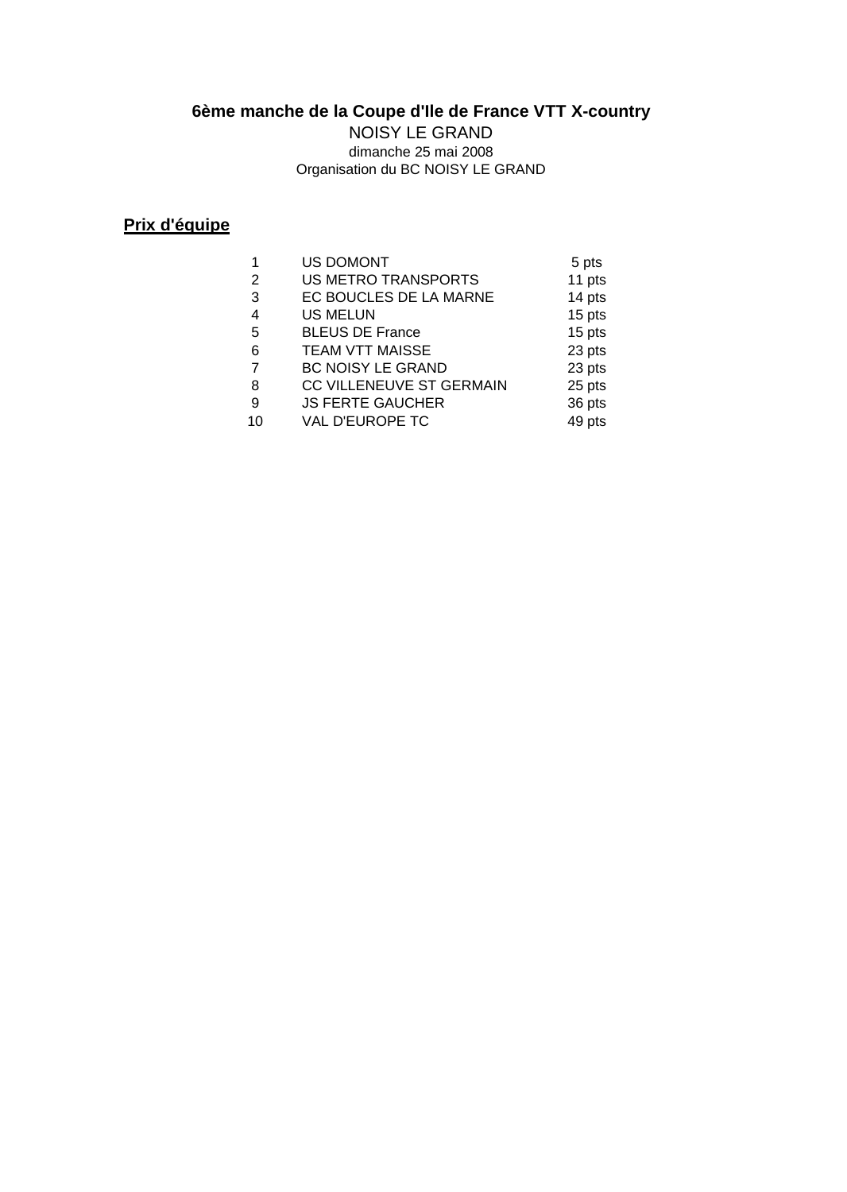**6ème manche de la Coupe d'Ile de France VTT X-country**

NOISY LE GRAND

dimanche 25 mai 2008

Organisation du BC NOISY LE GRAND

## Prix d'équipe

| | | |
|---|---|---|
| 1 | US DOMONT | 5 pts |
| 2 | US METRO TRANSPORTS | 11 pts |
| 3 | EC BOUCLES DE LA MARNE | 14 pts |
| 4 | US MELUN | 15 pts |
| 5 | BLEUS DE France | 15 pts |
| 6 | TEAM VTT MAISSE | 23 pts |
| 7 | BC NOISY LE GRAND | 23 pts |
| 8 | CC VILLENEUVE ST GERMAIN | 25 pts |
| 9 | JS FERTE GAUCHER | 36 pts |
| 10 | VAL D'EUROPE TC | 49 pts |